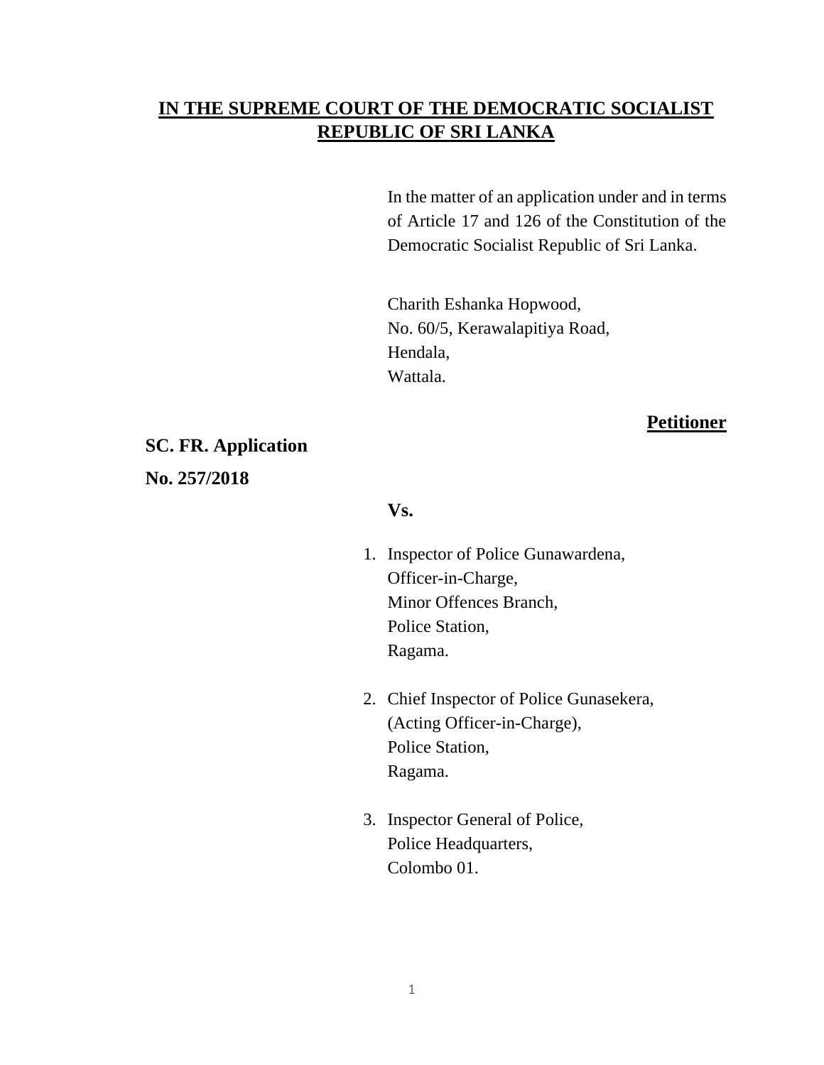**<u>IN THE SUPREME COURT OF THE DEMOCRATIC SOCIALIST REPUBLIC OF SRI LANKA</u>**

In the matter of an application under and in terms of Article 17 and 126 of the Constitution of the Democratic Socialist Republic of Sri Lanka.

Charith Eshanka Hopwood,
No. 60/5, Kerawalapitiya Road,
Hendala,
Wattala.

**<u>Petitioner</u>**

**SC. FR. Application**

**No. 257/2018**

**Vs.**

1. Inspector of Police Gunawardena,
   Officer-in-Charge,
   Minor Offences Branch,
   Police Station,
   Ragama.

2. Chief Inspector of Police Gunasekera,
   (Acting Officer-in-Charge),
   Police Station,
   Ragama.

3. Inspector General of Police,
   Police Headquarters,
   Colombo 01.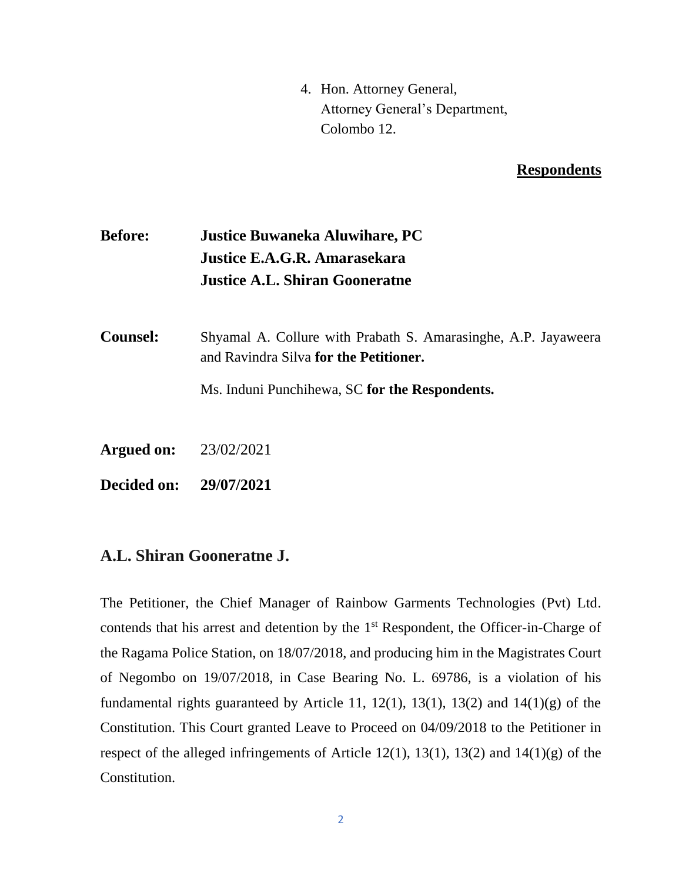4. Hon. Attorney General,
   Attorney General's Department,
   Colombo 12.

**Respondents**

**Before:** **Justice Buwaneka Aluwihare, PC**
**Justice E.A.G.R. Amarasekara**
**Justice A.L. Shiran Gooneratne**

**Counsel:** Shyamal A. Collure with Prabath S. Amarasinghe, A.P. Jayaweera and Ravindra Silva **for the Petitioner.**

Ms. Induni Punchihewa, SC **for the Respondents.**

**Argued on:** 23/02/2021

**Decided on:** **29/07/2021**

## A.L. Shiran Gooneratne J.

The Petitioner, the Chief Manager of Rainbow Garments Technologies (Pvt) Ltd. contends that his arrest and detention by the 1st Respondent, the Officer-in-Charge of the Ragama Police Station, on 18/07/2018, and producing him in the Magistrates Court of Negombo on 19/07/2018, in Case Bearing No. L. 69786, is a violation of his fundamental rights guaranteed by Article 11, 12(1), 13(1), 13(2) and 14(1)(g) of the Constitution. This Court granted Leave to Proceed on 04/09/2018 to the Petitioner in respect of the alleged infringements of Article 12(1), 13(1), 13(2) and 14(1)(g) of the Constitution.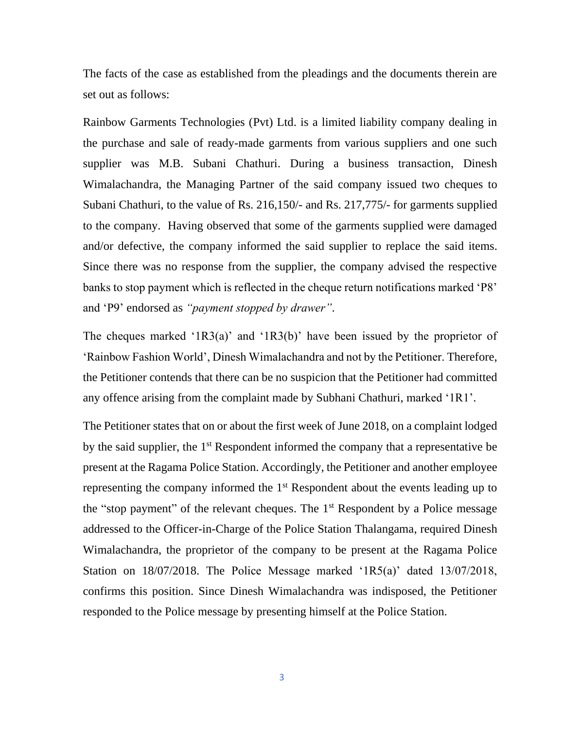The facts of the case as established from the pleadings and the documents therein are set out as follows:

Rainbow Garments Technologies (Pvt) Ltd. is a limited liability company dealing in the purchase and sale of ready-made garments from various suppliers and one such supplier was M.B. Subani Chathuri. During a business transaction, Dinesh Wimalachandra, the Managing Partner of the said company issued two cheques to Subani Chathuri, to the value of Rs. 216,150/- and Rs. 217,775/- for garments supplied to the company. Having observed that some of the garments supplied were damaged and/or defective, the company informed the said supplier to replace the said items. Since there was no response from the supplier, the company advised the respective banks to stop payment which is reflected in the cheque return notifications marked 'P8' and 'P9' endorsed as *"payment stopped by drawer"*.

The cheques marked '1R3(a)' and '1R3(b)' have been issued by the proprietor of 'Rainbow Fashion World', Dinesh Wimalachandra and not by the Petitioner. Therefore, the Petitioner contends that there can be no suspicion that the Petitioner had committed any offence arising from the complaint made by Subhani Chathuri, marked '1R1'.

The Petitioner states that on or about the first week of June 2018, on a complaint lodged by the said supplier, the 1st Respondent informed the company that a representative be present at the Ragama Police Station. Accordingly, the Petitioner and another employee representing the company informed the 1st Respondent about the events leading up to the "stop payment" of the relevant cheques. The 1st Respondent by a Police message addressed to the Officer-in-Charge of the Police Station Thalangama, required Dinesh Wimalachandra, the proprietor of the company to be present at the Ragama Police Station on 18/07/2018. The Police Message marked '1R5(a)' dated 13/07/2018, confirms this position. Since Dinesh Wimalachandra was indisposed, the Petitioner responded to the Police message by presenting himself at the Police Station.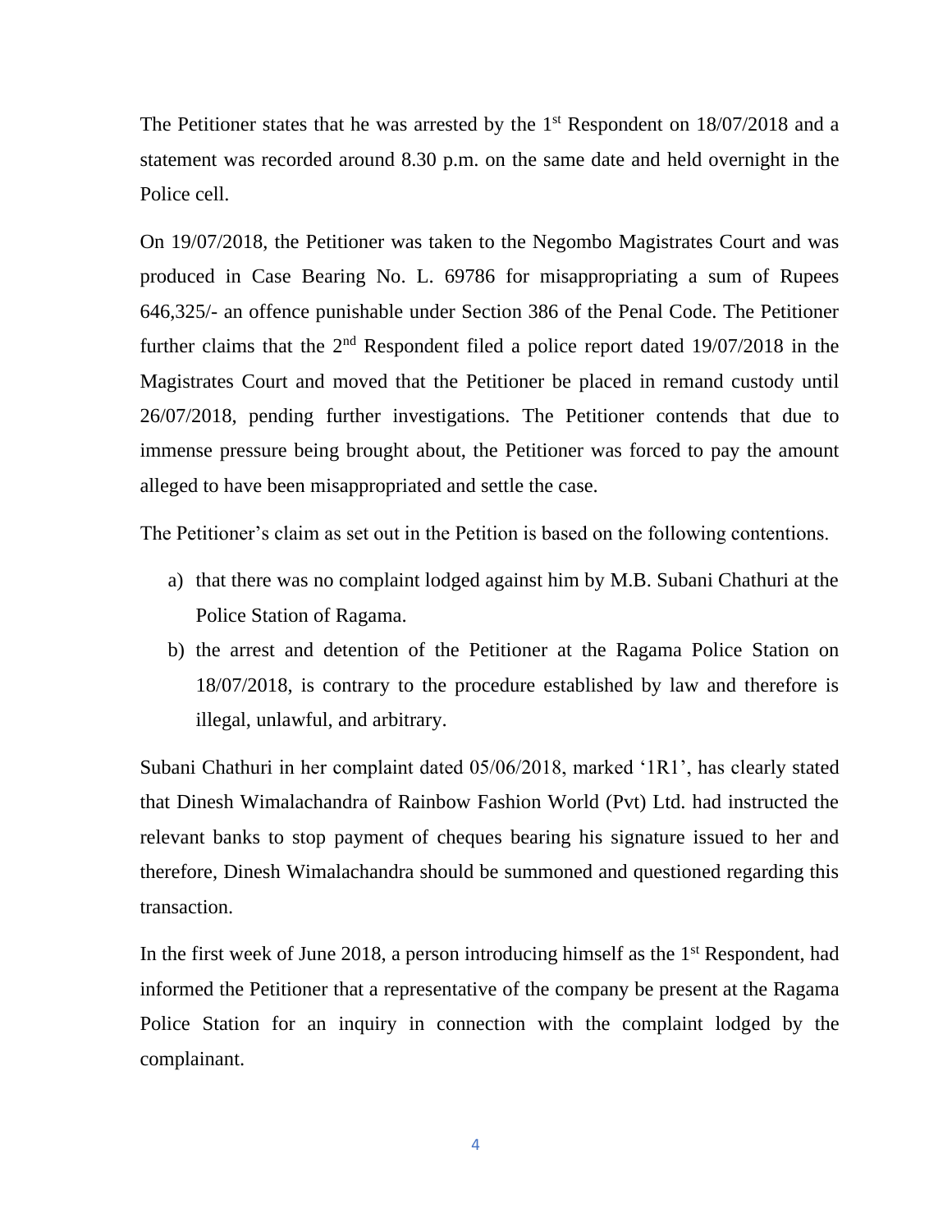The Petitioner states that he was arrested by the 1st Respondent on 18/07/2018 and a statement was recorded around 8.30 p.m. on the same date and held overnight in the Police cell.

On 19/07/2018, the Petitioner was taken to the Negombo Magistrates Court and was produced in Case Bearing No. L. 69786 for misappropriating a sum of Rupees 646,325/- an offence punishable under Section 386 of the Penal Code. The Petitioner further claims that the 2nd Respondent filed a police report dated 19/07/2018 in the Magistrates Court and moved that the Petitioner be placed in remand custody until 26/07/2018, pending further investigations. The Petitioner contends that due to immense pressure being brought about, the Petitioner was forced to pay the amount alleged to have been misappropriated and settle the case.

The Petitioner's claim as set out in the Petition is based on the following contentions.

a) that there was no complaint lodged against him by M.B. Subani Chathuri at the Police Station of Ragama.
b) the arrest and detention of the Petitioner at the Ragama Police Station on 18/07/2018, is contrary to the procedure established by law and therefore is illegal, unlawful, and arbitrary.

Subani Chathuri in her complaint dated 05/06/2018, marked '1R1', has clearly stated that Dinesh Wimalachandra of Rainbow Fashion World (Pvt) Ltd. had instructed the relevant banks to stop payment of cheques bearing his signature issued to her and therefore, Dinesh Wimalachandra should be summoned and questioned regarding this transaction.

In the first week of June 2018, a person introducing himself as the 1st Respondent, had informed the Petitioner that a representative of the company be present at the Ragama Police Station for an inquiry in connection with the complaint lodged by the complainant.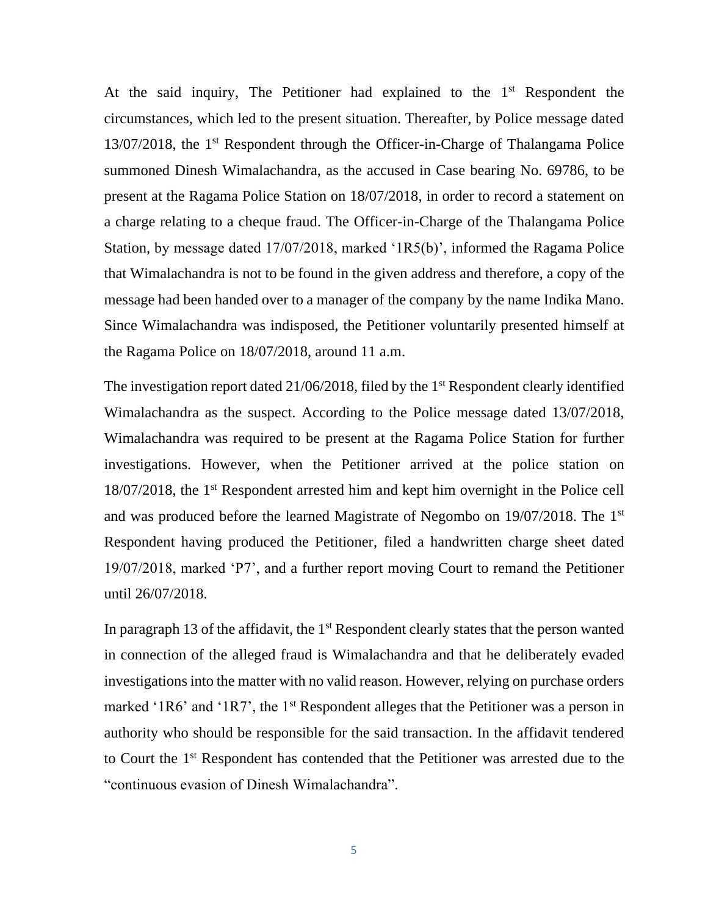At the said inquiry, The Petitioner had explained to the 1st Respondent the circumstances, which led to the present situation. Thereafter, by Police message dated 13/07/2018, the 1st Respondent through the Officer-in-Charge of Thalangama Police summoned Dinesh Wimalachandra, as the accused in Case bearing No. 69786, to be present at the Ragama Police Station on 18/07/2018, in order to record a statement on a charge relating to a cheque fraud. The Officer-in-Charge of the Thalangama Police Station, by message dated 17/07/2018, marked '1R5(b)', informed the Ragama Police that Wimalachandra is not to be found in the given address and therefore, a copy of the message had been handed over to a manager of the company by the name Indika Mano. Since Wimalachandra was indisposed, the Petitioner voluntarily presented himself at the Ragama Police on 18/07/2018, around 11 a.m.

The investigation report dated 21/06/2018, filed by the 1st Respondent clearly identified Wimalachandra as the suspect. According to the Police message dated 13/07/2018, Wimalachandra was required to be present at the Ragama Police Station for further investigations. However, when the Petitioner arrived at the police station on 18/07/2018, the 1st Respondent arrested him and kept him overnight in the Police cell and was produced before the learned Magistrate of Negombo on 19/07/2018. The 1st Respondent having produced the Petitioner, filed a handwritten charge sheet dated 19/07/2018, marked 'P7', and a further report moving Court to remand the Petitioner until 26/07/2018.

In paragraph 13 of the affidavit, the 1st Respondent clearly states that the person wanted in connection of the alleged fraud is Wimalachandra and that he deliberately evaded investigations into the matter with no valid reason. However, relying on purchase orders marked '1R6' and '1R7', the 1st Respondent alleges that the Petitioner was a person in authority who should be responsible for the said transaction. In the affidavit tendered to Court the 1st Respondent has contended that the Petitioner was arrested due to the "continuous evasion of Dinesh Wimalachandra".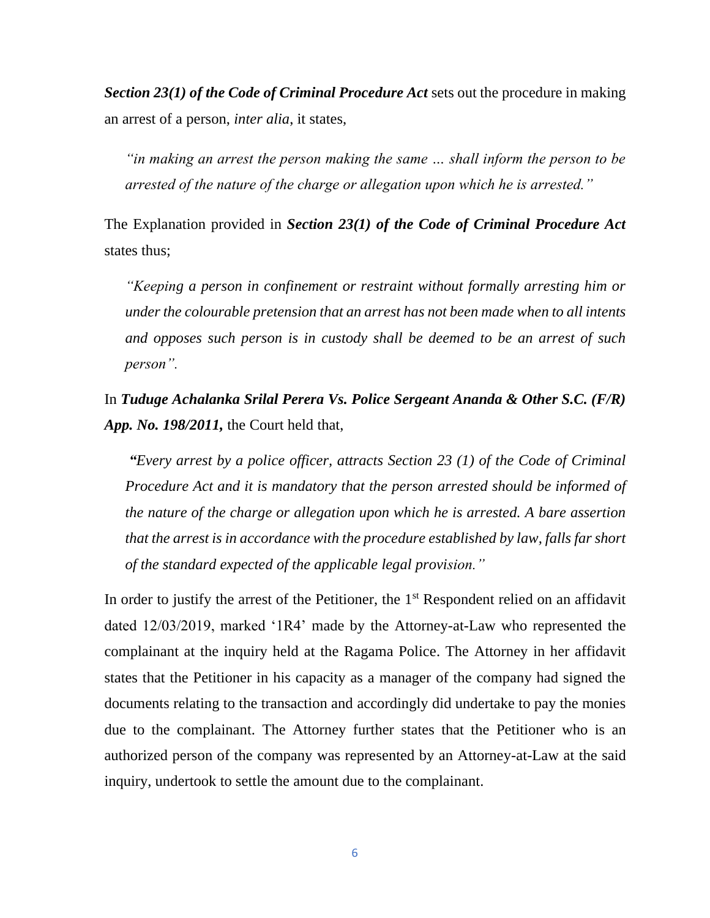***Section 23(1) of the Code of Criminal Procedure Act*** sets out the procedure in making an arrest of a person, *inter alia*, it states,

> *"in making an arrest the person making the same … shall inform the person to be arrested of the nature of the charge or allegation upon which he is arrested."*

The Explanation provided in ***Section 23(1) of the Code of Criminal Procedure Act*** states thus;

> *"Keeping a person in confinement or restraint without formally arresting him or under the colourable pretension that an arrest has not been made when to all intents and opposes such person is in custody shall be deemed to be an arrest of such person".*

In ***Tuduge Achalanka Srilal Perera Vs. Police Sergeant Ananda & Other S.C. (F/R) App. No. 198/2011,*** the Court held that,

> ***"****Every arrest by a police officer, attracts Section 23 (1) of the Code of Criminal Procedure Act and it is mandatory that the person arrested should be informed of the nature of the charge or allegation upon which he is arrested. A bare assertion that the arrest is in accordance with the procedure established by law, falls far short of the standard expected of the applicable legal provision."*

In order to justify the arrest of the Petitioner, the 1st Respondent relied on an affidavit dated 12/03/2019, marked '1R4' made by the Attorney-at-Law who represented the complainant at the inquiry held at the Ragama Police. The Attorney in her affidavit states that the Petitioner in his capacity as a manager of the company had signed the documents relating to the transaction and accordingly did undertake to pay the monies due to the complainant. The Attorney further states that the Petitioner who is an authorized person of the company was represented by an Attorney-at-Law at the said inquiry, undertook to settle the amount due to the complainant.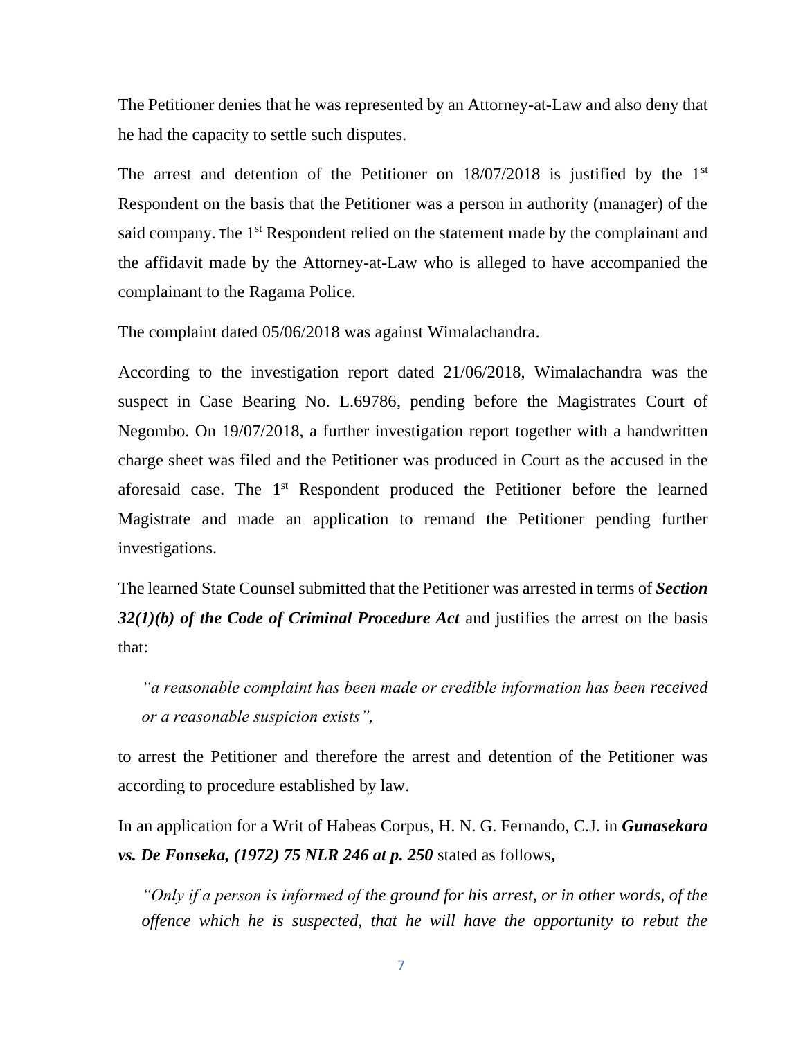The Petitioner denies that he was represented by an Attorney-at-Law and also deny that he had the capacity to settle such disputes.

The arrest and detention of the Petitioner on 18/07/2018 is justified by the 1st Respondent on the basis that the Petitioner was a person in authority (manager) of the said company. The 1st Respondent relied on the statement made by the complainant and the affidavit made by the Attorney-at-Law who is alleged to have accompanied the complainant to the Ragama Police.

The complaint dated 05/06/2018 was against Wimalachandra.

According to the investigation report dated 21/06/2018, Wimalachandra was the suspect in Case Bearing No. L.69786, pending before the Magistrates Court of Negombo. On 19/07/2018, a further investigation report together with a handwritten charge sheet was filed and the Petitioner was produced in Court as the accused in the aforesaid case. The 1st Respondent produced the Petitioner before the learned Magistrate and made an application to remand the Petitioner pending further investigations.

The learned State Counsel submitted that the Petitioner was arrested in terms of ***Section 32(1)(b) of the Code of Criminal Procedure Act*** and justifies the arrest on the basis that:

> *"a reasonable complaint has been made or credible information has been received or a reasonable suspicion exists",*

to arrest the Petitioner and therefore the arrest and detention of the Petitioner was according to procedure established by law.

In an application for a Writ of Habeas Corpus, H. N. G. Fernando, C.J. in ***Gunasekara vs. De Fonseka, (1972) 75 NLR 246 at p. 250*** stated as follows**,**

> *"Only if a person is informed of the ground for his arrest, or in other words, of the offence which he is suspected, that he will have the opportunity to rebut the*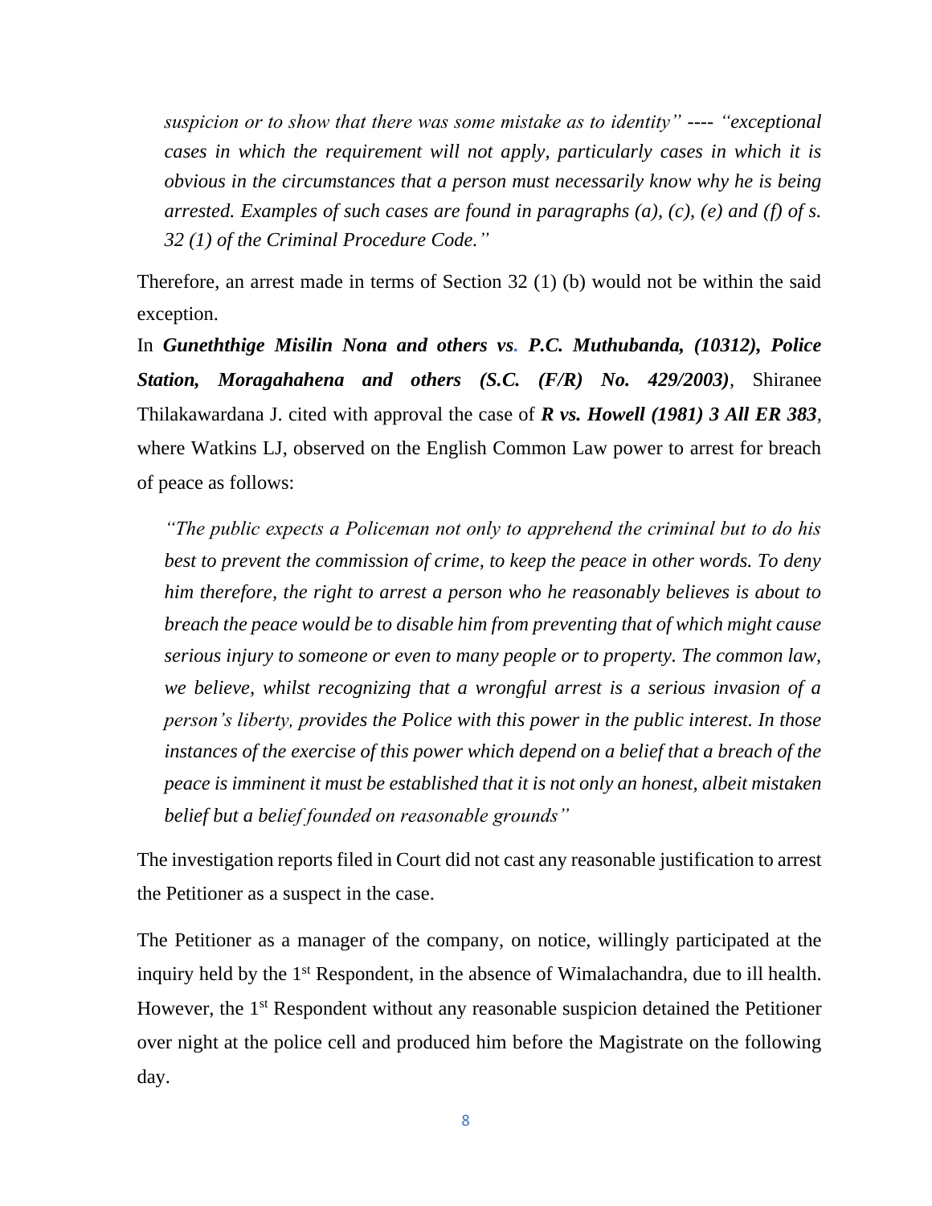> *suspicion or to show that there was some mistake as to identity"* ---- *"exceptional cases in which the requirement will not apply, particularly cases in which it is obvious in the circumstances that a person must necessarily know why he is being arrested. Examples of such cases are found in paragraphs (a), (c), (e) and (f) of s. 32 (1) of the Criminal Procedure Code."*

Therefore, an arrest made in terms of Section 32 (1) (b) would not be within the said exception.

In ***Guneththige Misilin Nona and others vs. P.C. Muthubanda, (10312), Police Station, Moragahahena and others (S.C. (F/R) No. 429/2003)***, Shiranee Thilakawardana J. cited with approval the case of ***R vs. Howell (1981) 3 All ER 383***, where Watkins LJ, observed on the English Common Law power to arrest for breach of peace as follows:

> *"The public expects a Policeman not only to apprehend the criminal but to do his best to prevent the commission of crime, to keep the peace in other words. To deny him therefore, the right to arrest a person who he reasonably believes is about to breach the peace would be to disable him from preventing that of which might cause serious injury to someone or even to many people or to property. The common law, we believe, whilst recognizing that a wrongful arrest is a serious invasion of a person's liberty, provides the Police with this power in the public interest. In those instances of the exercise of this power which depend on a belief that a breach of the peace is imminent it must be established that it is not only an honest, albeit mistaken belief but a belief founded on reasonable grounds"*

The investigation reports filed in Court did not cast any reasonable justification to arrest the Petitioner as a suspect in the case.

The Petitioner as a manager of the company, on notice, willingly participated at the inquiry held by the 1st Respondent, in the absence of Wimalachandra, due to ill health. However, the 1st Respondent without any reasonable suspicion detained the Petitioner over night at the police cell and produced him before the Magistrate on the following day.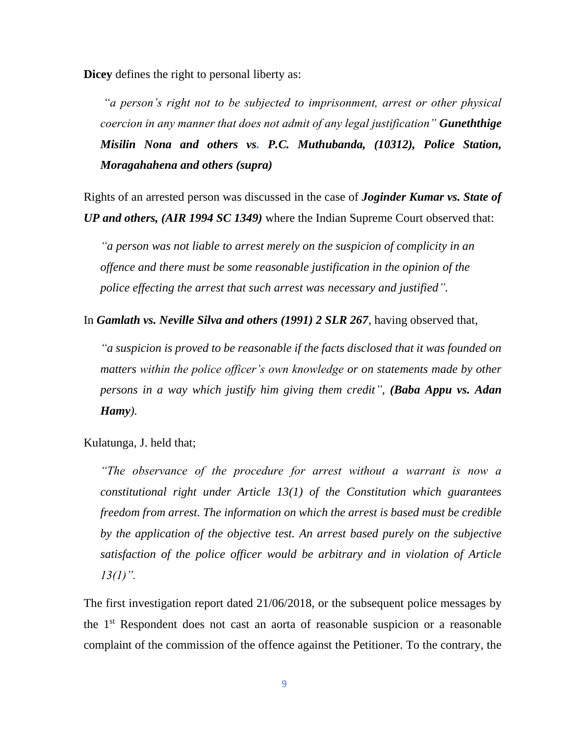**Dicey** defines the right to personal liberty as:

> *"a person's right not to be subjected to imprisonment, arrest or other physical coercion in any manner that does not admit of any legal justification"* ***Guneththige Misilin Nona and others vs. P.C. Muthubanda, (10312), Police Station, Moragahahena and others (supra)***

Rights of an arrested person was discussed in the case of ***Joginder Kumar vs. State of UP and others, (AIR 1994 SC 1349)*** where the Indian Supreme Court observed that:

> *"a person was not liable to arrest merely on the suspicion of complicity in an offence and there must be some reasonable justification in the opinion of the police effecting the arrest that such arrest was necessary and justified".*

In ***Gamlath vs. Neville Silva and others (1991) 2 SLR 267***, having observed that,

> *"a suspicion is proved to be reasonable if the facts disclosed that it was founded on matters within the police officer's own knowledge or on statements made by other persons in a way which justify him giving them credit",* ***(Baba Appu vs. Adan Hamy).***

Kulatunga, J. held that;

> *"The observance of the procedure for arrest without a warrant is now a constitutional right under Article 13(1) of the Constitution which guarantees freedom from arrest. The information on which the arrest is based must be credible by the application of the objective test. An arrest based purely on the subjective satisfaction of the police officer would be arbitrary and in violation of Article 13(1)".*

The first investigation report dated 21/06/2018, or the subsequent police messages by the 1st Respondent does not cast an aorta of reasonable suspicion or a reasonable complaint of the commission of the offence against the Petitioner. To the contrary, the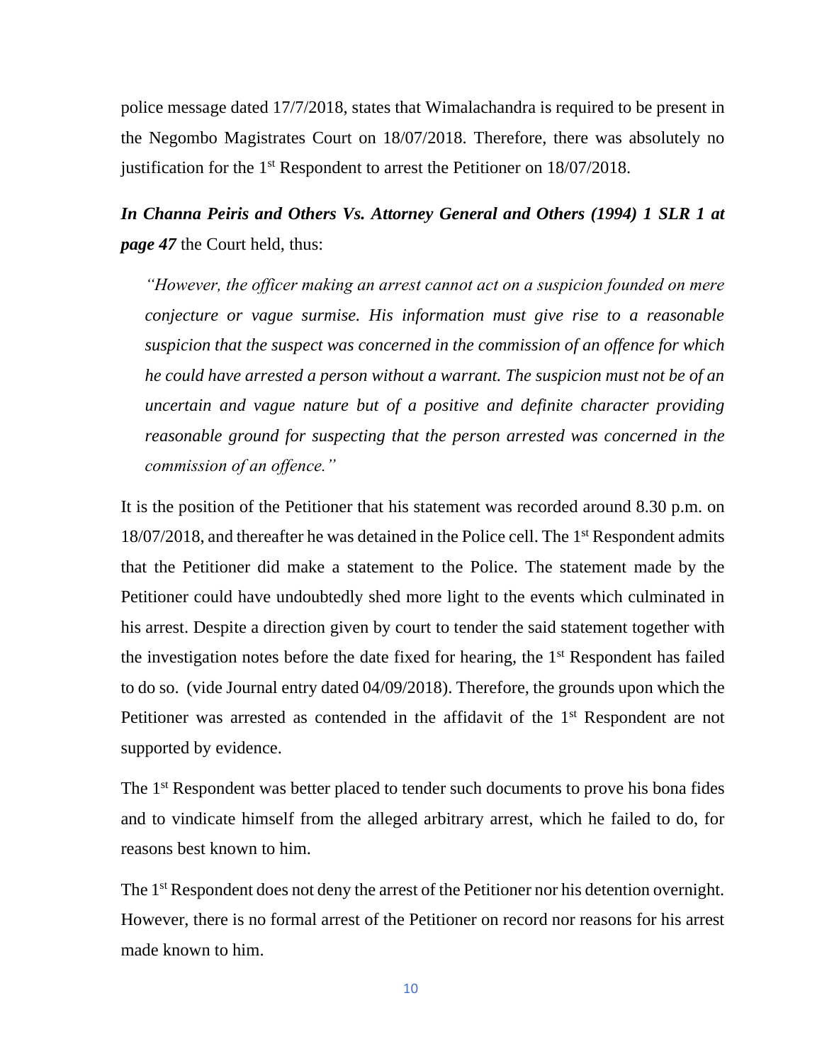police message dated 17/7/2018, states that Wimalachandra is required to be present in the Negombo Magistrates Court on 18/07/2018. Therefore, there was absolutely no justification for the 1st Respondent to arrest the Petitioner on 18/07/2018.

***In Channa Peiris and Others Vs. Attorney General and Others (1994) 1 SLR 1 at page 47*** the Court held, thus:

> *"However, the officer making an arrest cannot act on a suspicion founded on mere conjecture or vague surmise. His information must give rise to a reasonable suspicion that the suspect was concerned in the commission of an offence for which he could have arrested a person without a warrant. The suspicion must not be of an uncertain and vague nature but of a positive and definite character providing reasonable ground for suspecting that the person arrested was concerned in the commission of an offence."*

It is the position of the Petitioner that his statement was recorded around 8.30 p.m. on 18/07/2018, and thereafter he was detained in the Police cell. The 1st Respondent admits that the Petitioner did make a statement to the Police. The statement made by the Petitioner could have undoubtedly shed more light to the events which culminated in his arrest. Despite a direction given by court to tender the said statement together with the investigation notes before the date fixed for hearing, the 1st Respondent has failed to do so. (vide Journal entry dated 04/09/2018). Therefore, the grounds upon which the Petitioner was arrested as contended in the affidavit of the 1st Respondent are not supported by evidence.

The 1st Respondent was better placed to tender such documents to prove his bona fides and to vindicate himself from the alleged arbitrary arrest, which he failed to do, for reasons best known to him.

The 1st Respondent does not deny the arrest of the Petitioner nor his detention overnight. However, there is no formal arrest of the Petitioner on record nor reasons for his arrest made known to him.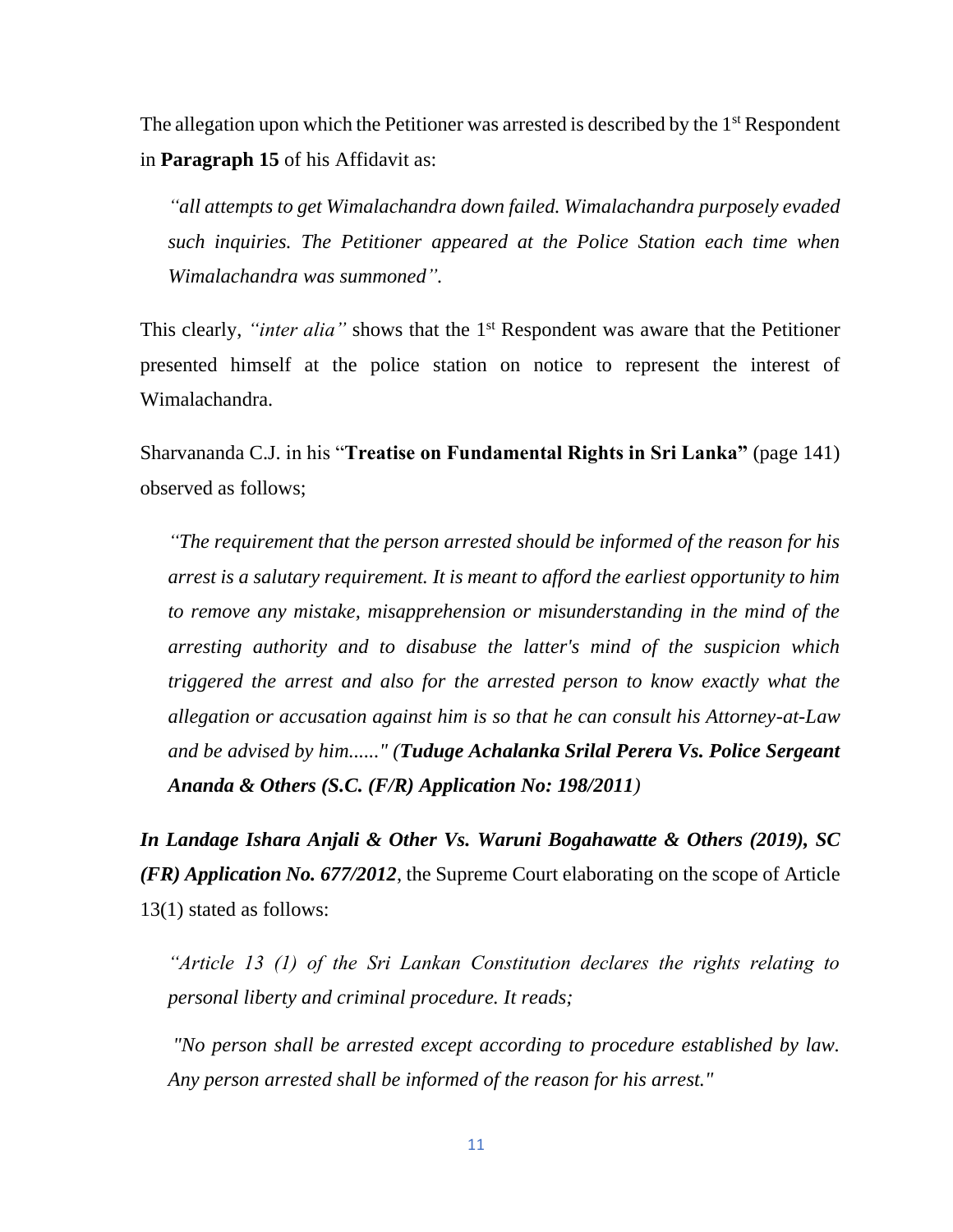The allegation upon which the Petitioner was arrested is described by the 1st Respondent in **Paragraph 15** of his Affidavit as:

> *"all attempts to get Wimalachandra down failed. Wimalachandra purposely evaded such inquiries. The Petitioner appeared at the Police Station each time when Wimalachandra was summoned".*

This clearly, *"inter alia"* shows that the 1st Respondent was aware that the Petitioner presented himself at the police station on notice to represent the interest of Wimalachandra.

Sharvananda C.J. in his "**Treatise on Fundamental Rights in Sri Lanka"** (page 141) observed as follows;

> *"The requirement that the person arrested should be informed of the reason for his arrest is a salutary requirement. It is meant to afford the earliest opportunity to him to remove any mistake, misapprehension or misunderstanding in the mind of the arresting authority and to disabuse the latter's mind of the suspicion which triggered the arrest and also for the arrested person to know exactly what the allegation or accusation against him is so that he can consult his Attorney-at-Law and be advised by him......" (**Tuduge Achalanka Srilal Perera Vs. Police Sergeant Ananda & Others (S.C. (F/R) Application No: 198/2011**)*

***In Landage Ishara Anjali & Other Vs. Waruni Bogahawatte & Others (2019), SC (FR) Application No. 677/2012***, the Supreme Court elaborating on the scope of Article 13(1) stated as follows:

> *"Article 13 (1) of the Sri Lankan Constitution declares the rights relating to personal liberty and criminal procedure. It reads;*
>
> *"No person shall be arrested except according to procedure established by law. Any person arrested shall be informed of the reason for his arrest."*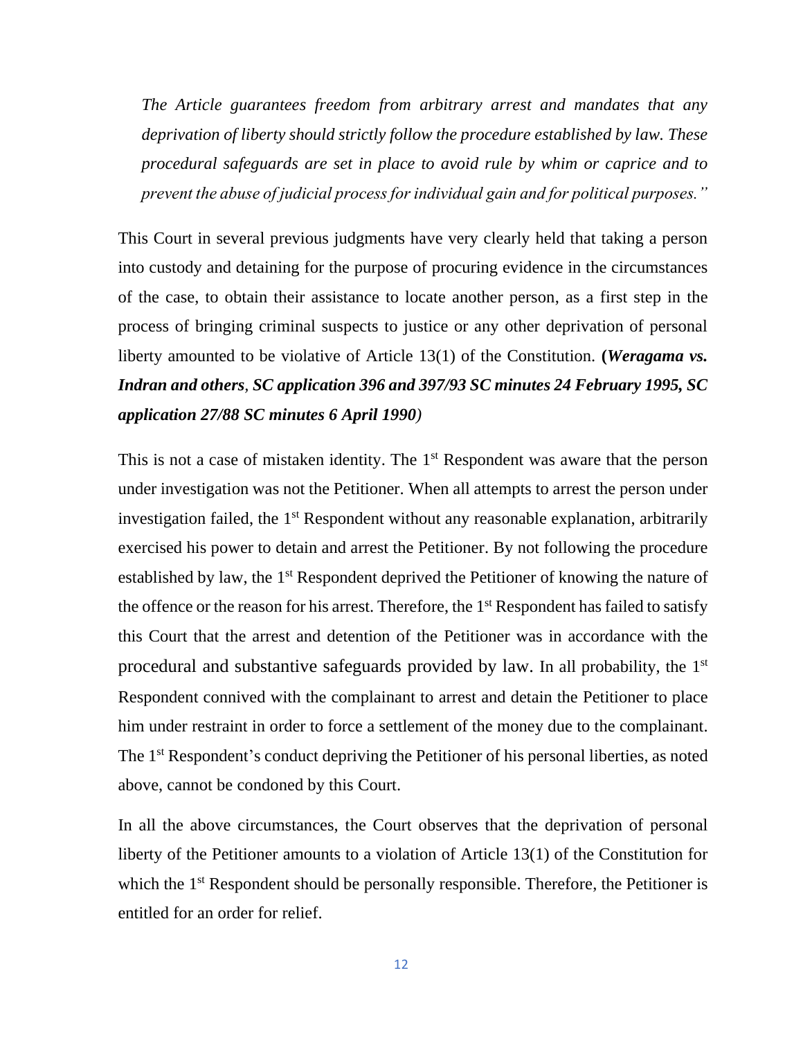*The Article guarantees freedom from arbitrary arrest and mandates that any deprivation of liberty should strictly follow the procedure established by law. These procedural safeguards are set in place to avoid rule by whim or caprice and to prevent the abuse of judicial process for individual gain and for political purposes."*

This Court in several previous judgments have very clearly held that taking a person into custody and detaining for the purpose of procuring evidence in the circumstances of the case, to obtain their assistance to locate another person, as a first step in the process of bringing criminal suspects to justice or any other deprivation of personal liberty amounted to be violative of Article 13(1) of the Constitution. **(*Weragama vs. Indran and others*, *SC application 396 and 397/93 SC minutes 24 February 1995, SC application 27/88 SC minutes 6 April 1990*)**

This is not a case of mistaken identity. The 1st Respondent was aware that the person under investigation was not the Petitioner. When all attempts to arrest the person under investigation failed, the 1st Respondent without any reasonable explanation, arbitrarily exercised his power to detain and arrest the Petitioner. By not following the procedure established by law, the 1st Respondent deprived the Petitioner of knowing the nature of the offence or the reason for his arrest. Therefore, the 1st Respondent has failed to satisfy this Court that the arrest and detention of the Petitioner was in accordance with the procedural and substantive safeguards provided by law. In all probability, the 1st Respondent connived with the complainant to arrest and detain the Petitioner to place him under restraint in order to force a settlement of the money due to the complainant. The 1st Respondent's conduct depriving the Petitioner of his personal liberties, as noted above, cannot be condoned by this Court.

In all the above circumstances, the Court observes that the deprivation of personal liberty of the Petitioner amounts to a violation of Article 13(1) of the Constitution for which the 1st Respondent should be personally responsible. Therefore, the Petitioner is entitled for an order for relief.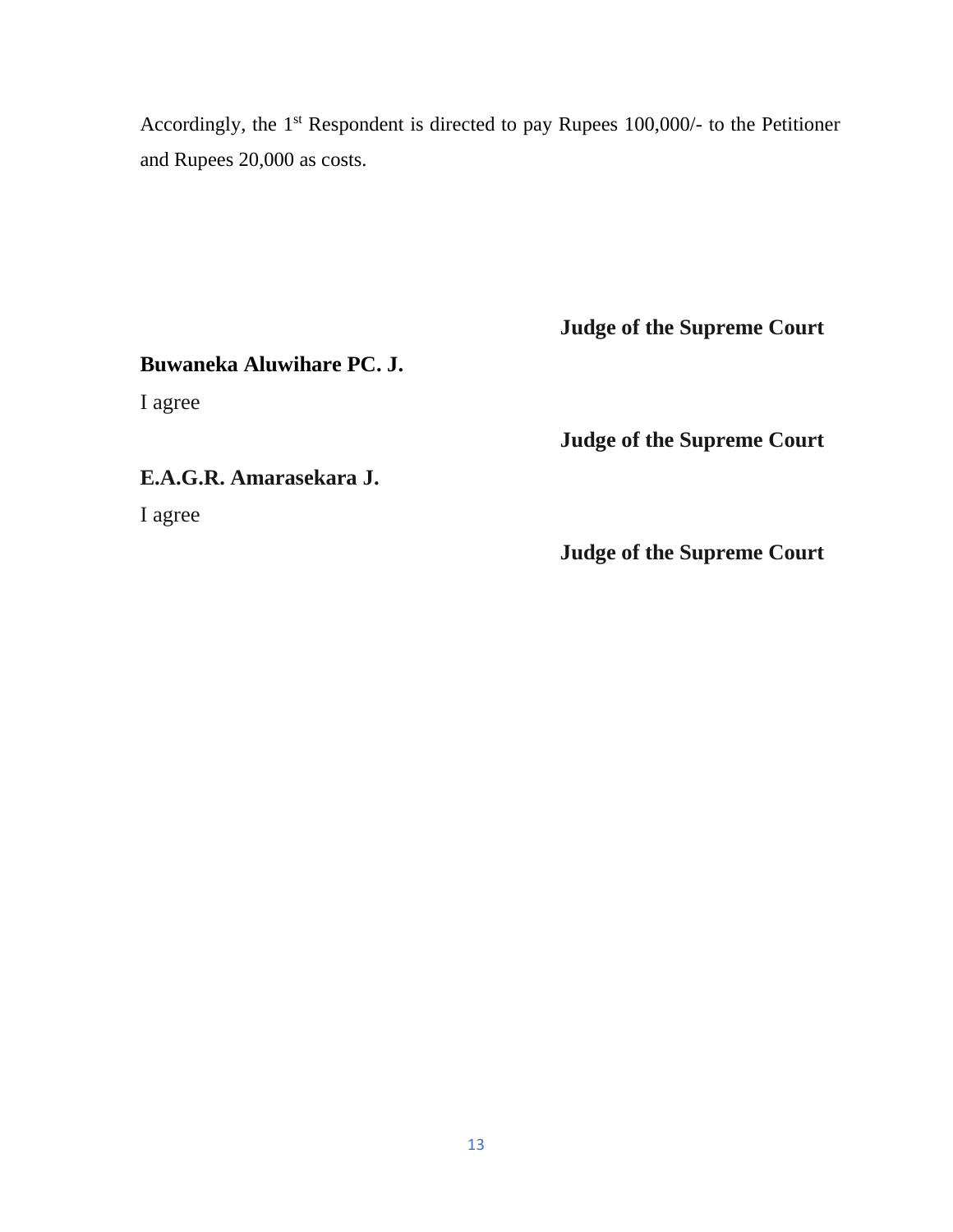Accordingly, the 1st Respondent is directed to pay Rupees 100,000/- to the Petitioner and Rupees 20,000 as costs.

**Judge of the Supreme Court**

**Buwaneka Aluwihare PC. J.**

I agree

**Judge of the Supreme Court**

**E.A.G.R. Amarasekara J.**

I agree

**Judge of the Supreme Court**